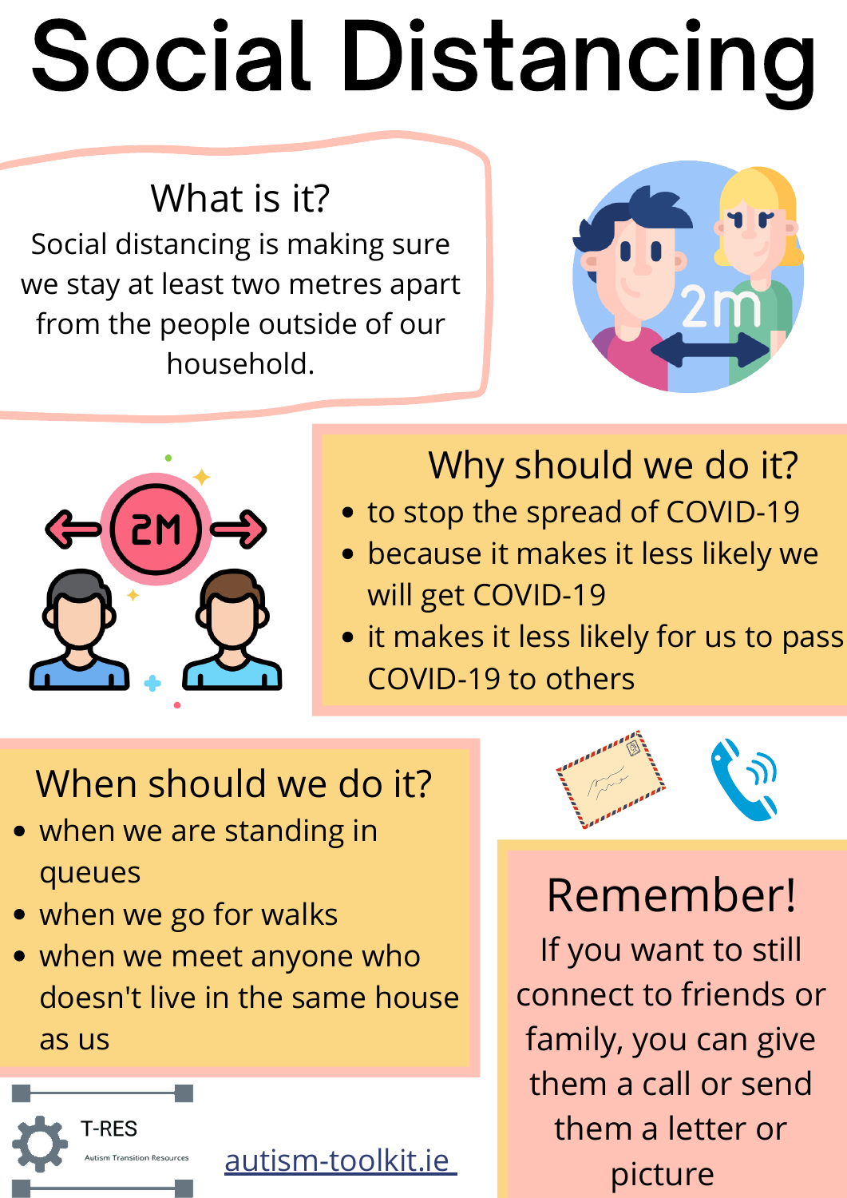# Social Distancing

## What is it?

Social distancing is making sure we stay at least two metres apart from the people outside of our household.

## Why should we do it?

- to stop the spread of COVID-19
- because it makes it less likely we will get COVID-19
- it makes it less likely for us to pass COVID-19 to others

## When should we do it?

- when we are standing in queues
- when we go for walks
- when we meet anyone who doesn't live in the same house as us

## Remember!

If you want to still connect to friends or family, you can give them a call or send them a letter or picture

T-RES
Autism Transition Resources

autism-toolkit.ie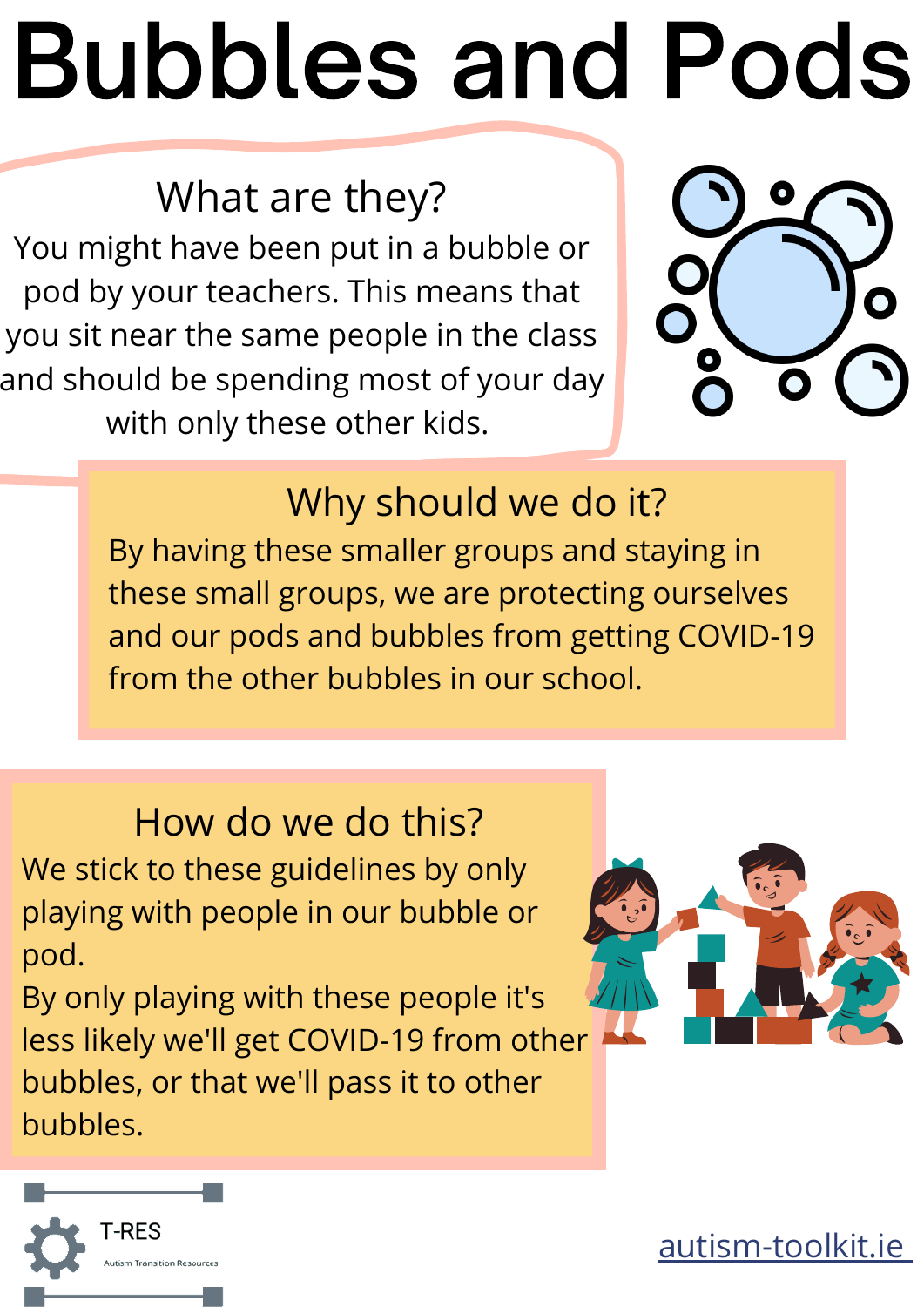# Bubbles and Pods

## What are they?

You might have been put in a bubble or pod by your teachers. This means that you sit near the same people in the class and should be spending most of your day with only these other kids.

## Why should we do it?

By having these smaller groups and staying in these small groups, we are protecting ourselves and our pods and bubbles from getting COVID-19 from the other bubbles in our school.

## How do we do this?

We stick to these guidelines by only playing with people in our bubble or pod.

By only playing with these people it's less likely we'll get COVID-19 from other bubbles, or that we'll pass it to other bubbles.

T-RES
Autism Transition Resources

autism-toolkit.ie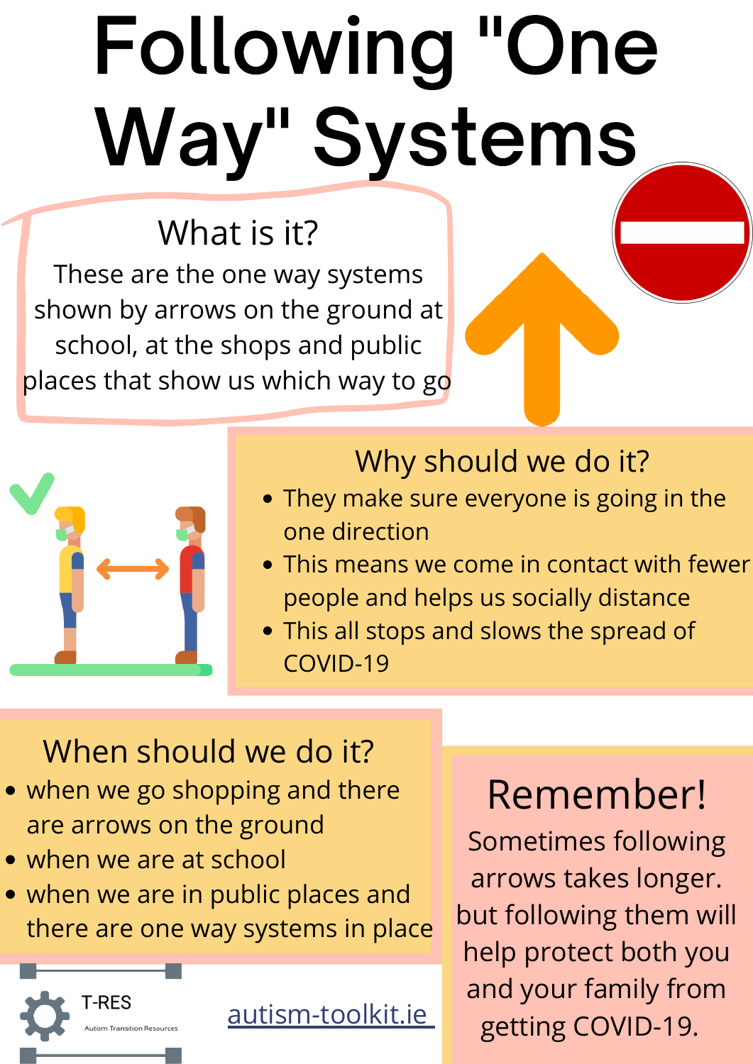# Following "One Way" Systems

## What is it?

These are the one way systems shown by arrows on the ground at school, at the shops and public places that show us which way to go

## Why should we do it?

- They make sure everyone is going in the one direction
- This means we come in contact with fewer people and helps us socially distance
- This all stops and slows the spread of COVID-19

## When should we do it?

- when we go shopping and there are arrows on the ground
- when we are at school
- when we are in public places and there are one way systems in place

## Remember!

Sometimes following arrows takes longer. but following them will help protect both you and your family from getting COVID-19.

T-RES
Autism Transition Resources

autism-toolkit.ie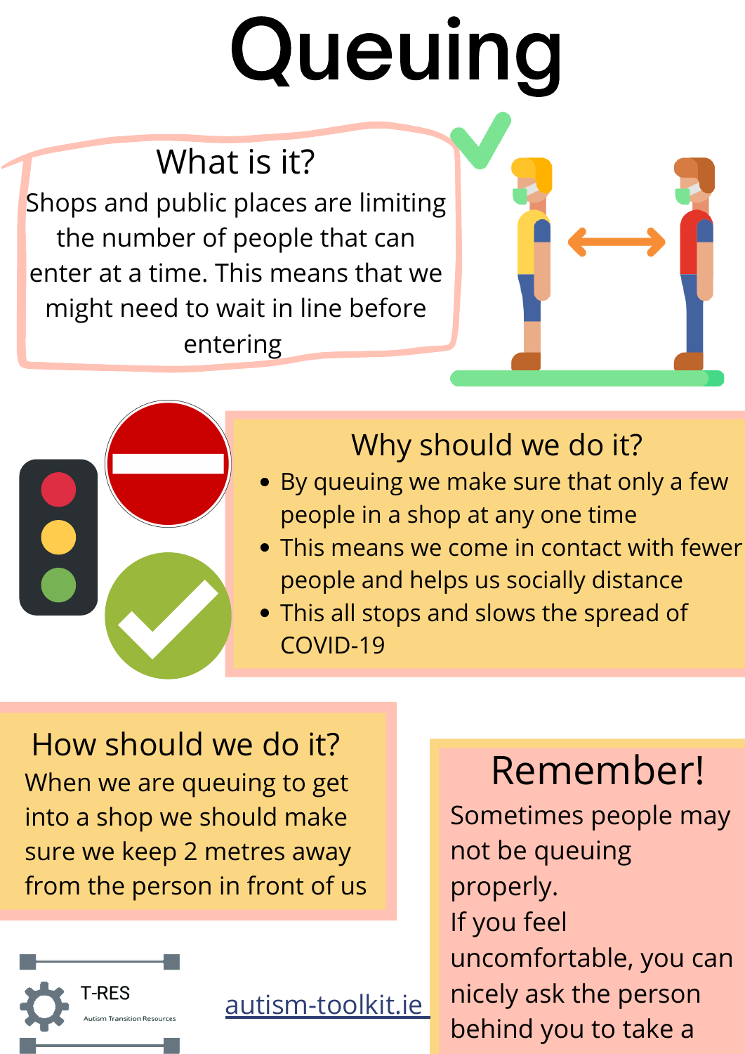# Queuing

## What is it?

Shops and public places are limiting the number of people that can enter at a time. This means that we might need to wait in line before entering

## Why should we do it?

- By queuing we make sure that only a few people in a shop at any one time
- This means we come in contact with fewer people and helps us socially distance
- This all stops and slows the spread of COVID-19

## How should we do it?

When we are queuing to get into a shop we should make sure we keep 2 metres away from the person in front of us

## Remember!

Sometimes people may not be queuing properly.
If you feel uncomfortable, you can nicely ask the person behind you to take a

T-RES
Autism Transition Resources

autism-toolkit.ie